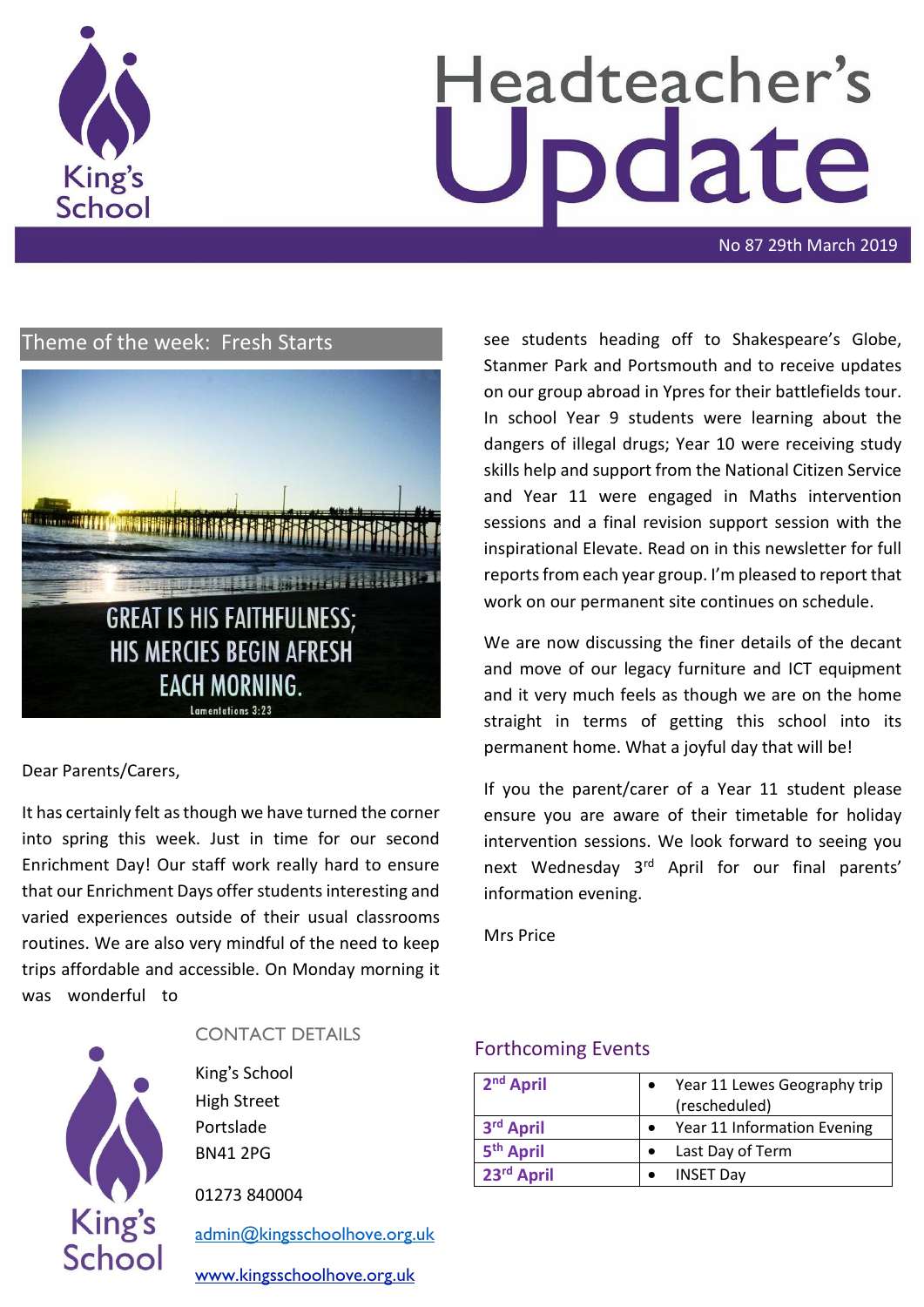# Headteacher's Update

No 87 29th March 2019

## Theme of the week: Fresh Starts

GREAT IS HIS FAITHFULNESS; HIS MERCIES BEGIN AFRESH EACH MORNING.

Lamentations 3:23

Dear Parents/Carers,

It has certainly felt as though we have turned the corner into spring this week. Just in time for our second Enrichment Day! Our staff work really hard to ensure that our Enrichment Days offer students interesting and varied experiences outside of their usual classrooms routines. We are also very mindful of the need to keep trips affordable and accessible. On Monday morning it was wonderful to see students heading off to Shakespeare's Globe, Stanmer Park and Portsmouth and to receive updates on our group abroad in Ypres for their battlefields tour. In school Year 9 students were learning about the dangers of illegal drugs; Year 10 were receiving study skills help and support from the National Citizen Service and Year 11 were engaged in Maths intervention sessions and a final revision support session with the inspirational Elevate. Read on in this newsletter for full reports from each year group. I'm pleased to report that work on our permanent site continues on schedule.

We are now discussing the finer details of the decant and move of our legacy furniture and ICT equipment and it very much feels as though we are on the home straight in terms of getting this school into its permanent home. What a joyful day that will be!

If you the parent/carer of a Year 11 student please ensure you are aware of their timetable for holiday intervention sessions. We look forward to seeing you next Wednesday 3rd April for our final parents' information evening.

Mrs Price

## CONTACT DETAILS

King's School
High Street
Portslade
BN41 2PG

01273 840004

admin@kingsschoolhove.org.uk

www.kingsschoolhove.org.uk

## Forthcoming Events

| Date | Event |
| --- | --- |
| 2nd April | • Year 11 Lewes Geography trip (rescheduled) |
| 3rd April | • Year 11 Information Evening |
| 5th April | • Last Day of Term |
| 23rd April | • INSET Day |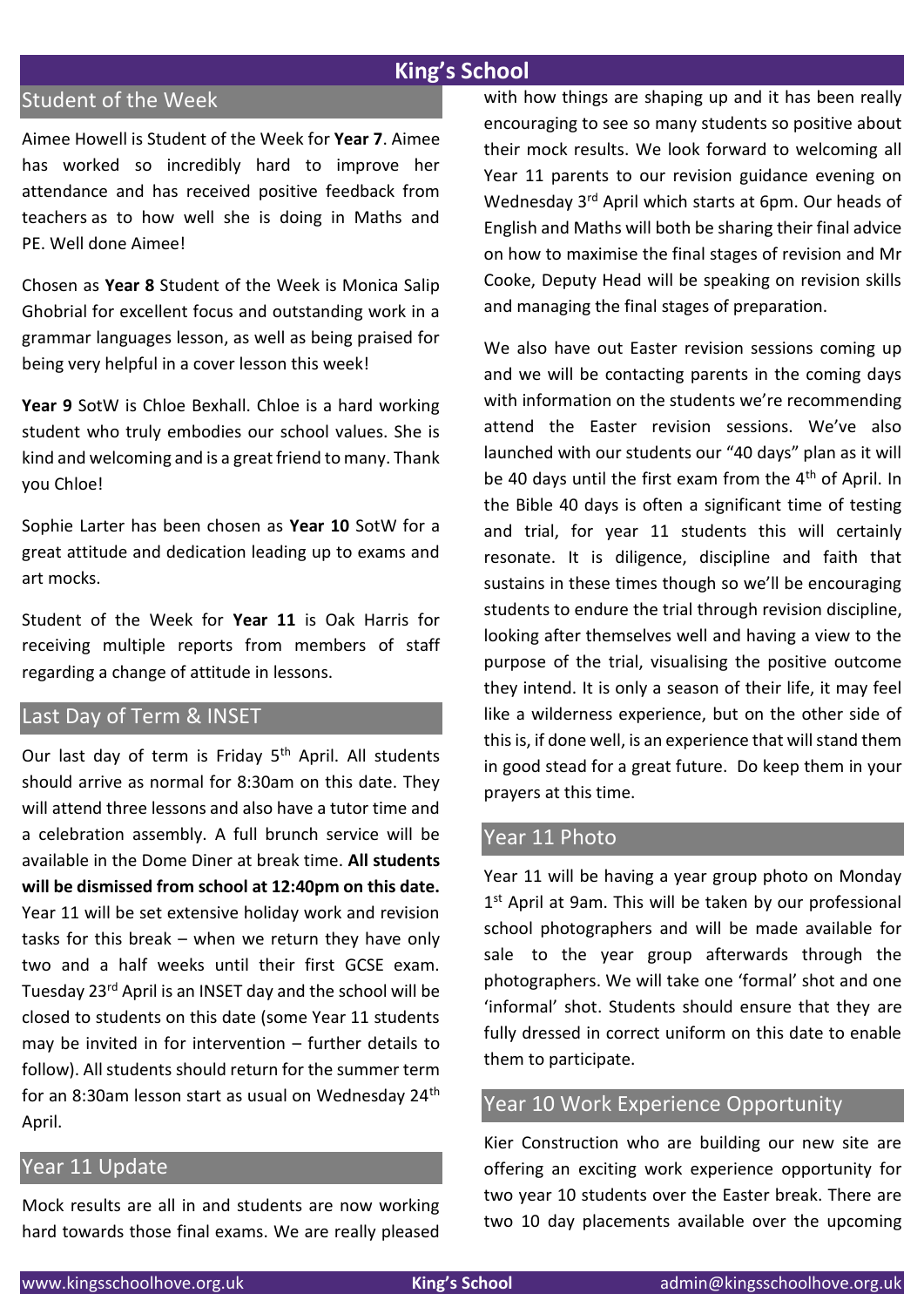# King's School

## Student of the Week

Aimee Howell is Student of the Week for **Year 7**. Aimee has worked so incredibly hard to improve her attendance and has received positive feedback from teachers as to how well she is doing in Maths and PE. Well done Aimee!

Chosen as **Year 8** Student of the Week is Monica Salip Ghobrial for excellent focus and outstanding work in a grammar languages lesson, as well as being praised for being very helpful in a cover lesson this week!

**Year 9** SotW is Chloe Bexhall. Chloe is a hard working student who truly embodies our school values. She is kind and welcoming and is a great friend to many. Thank you Chloe!

Sophie Larter has been chosen as **Year 10** SotW for a great attitude and dedication leading up to exams and art mocks.

Student of the Week for **Year 11** is Oak Harris for receiving multiple reports from members of staff regarding a change of attitude in lessons.

## Last Day of Term & INSET

Our last day of term is Friday 5th April. All students should arrive as normal for 8:30am on this date. They will attend three lessons and also have a tutor time and a celebration assembly. A full brunch service will be available in the Dome Diner at break time. **All students will be dismissed from school at 12:40pm on this date.** Year 11 will be set extensive holiday work and revision tasks for this break – when we return they have only two and a half weeks until their first GCSE exam. Tuesday 23rd April is an INSET day and the school will be closed to students on this date (some Year 11 students may be invited in for intervention – further details to follow). All students should return for the summer term for an 8:30am lesson start as usual on Wednesday 24th April.

## Year 11 Update

Mock results are all in and students are now working hard towards those final exams. We are really pleased with how things are shaping up and it has been really encouraging to see so many students so positive about their mock results. We look forward to welcoming all Year 11 parents to our revision guidance evening on Wednesday 3rd April which starts at 6pm. Our heads of English and Maths will both be sharing their final advice on how to maximise the final stages of revision and Mr Cooke, Deputy Head will be speaking on revision skills and managing the final stages of preparation.

We also have out Easter revision sessions coming up and we will be contacting parents in the coming days with information on the students we're recommending attend the Easter revision sessions. We've also launched with our students our "40 days" plan as it will be 40 days until the first exam from the 4th of April. In the Bible 40 days is often a significant time of testing and trial, for year 11 students this will certainly resonate. It is diligence, discipline and faith that sustains in these times though so we'll be encouraging students to endure the trial through revision discipline, looking after themselves well and having a view to the purpose of the trial, visualising the positive outcome they intend. It is only a season of their life, it may feel like a wilderness experience, but on the other side of this is, if done well, is an experience that will stand them in good stead for a great future. Do keep them in your prayers at this time.

## Year 11 Photo

Year 11 will be having a year group photo on Monday 1st April at 9am. This will be taken by our professional school photographers and will be made available for sale to the year group afterwards through the photographers. We will take one 'formal' shot and one 'informal' shot. Students should ensure that they are fully dressed in correct uniform on this date to enable them to participate.

## Year 10 Work Experience Opportunity

Kier Construction who are building our new site are offering an exciting work experience opportunity for two year 10 students over the Easter break. There are two 10 day placements available over the upcoming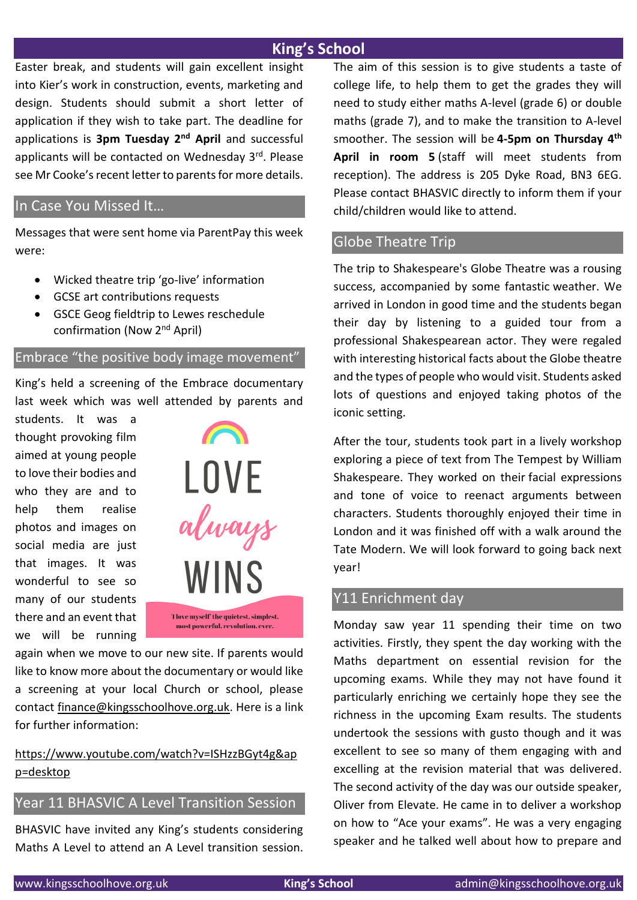Easter break, and students will gain excellent insight into Kier's work in construction, events, marketing and design. Students should submit a short letter of application if they wish to take part. The deadline for applications is **3pm Tuesday 2nd April** and successful applicants will be contacted on Wednesday 3rd. Please see Mr Cooke's recent letter to parents for more details.

## In Case You Missed It…

Messages that were sent home via ParentPay this week were:

- Wicked theatre trip 'go-live' information
- GCSE art contributions requests
- GSCE Geog fieldtrip to Lewes reschedule confirmation (Now 2nd April)

## Embrace "the positive body image movement"

King's held a screening of the Embrace documentary last week which was well attended by parents and students. It was a thought provoking film aimed at young people to love their bodies and who they are and to help them realise photos and images on social media are just that images. It was wonderful to see so many of our students there and an event that we will be running again when we move to our new site. If parents would like to know more about the documentary or would like a screening at your local Church or school, please contact finance@kingsschoolhove.org.uk. Here is a link for further information:

LOVE always WINS

'I love myself' the quietest, simplest, most powerful, revolution, ever.

https://www.youtube.com/watch?v=ISHzzBGyt4g&app=desktop

## Year 11 BHASVIC A Level Transition Session

BHASVIC have invited any King's students considering Maths A Level to attend an A Level transition session. The aim of this session is to give students a taste of college life, to help them to get the grades they will need to study either maths A-level (grade 6) or double maths (grade 7), and to make the transition to A-level smoother. The session will be **4-5pm on Thursday 4th April in room 5** (staff will meet students from reception). The address is 205 Dyke Road, BN3 6EG. Please contact BHASVIC directly to inform them if your child/children would like to attend.

## Globe Theatre Trip

The trip to Shakespeare's Globe Theatre was a rousing success, accompanied by some fantastic weather. We arrived in London in good time and the students began their day by listening to a guided tour from a professional Shakespearean actor. They were regaled with interesting historical facts about the Globe theatre and the types of people who would visit. Students asked lots of questions and enjoyed taking photos of the iconic setting.

After the tour, students took part in a lively workshop exploring a piece of text from The Tempest by William Shakespeare. They worked on their facial expressions and tone of voice to reenact arguments between characters. Students thoroughly enjoyed their time in London and it was finished off with a walk around the Tate Modern. We will look forward to going back next year!

## Y11 Enrichment day

Monday saw year 11 spending their time on two activities. Firstly, they spent the day working with the Maths department on essential revision for the upcoming exams. While they may not have found it particularly enriching we certainly hope they see the richness in the upcoming Exam results. The students undertook the sessions with gusto though and it was excellent to see so many of them engaging with and excelling at the revision material that was delivered. The second activity of the day was our outside speaker, Oliver from Elevate. He came in to deliver a workshop on how to "Ace your exams". He was a very engaging speaker and he talked well about how to prepare and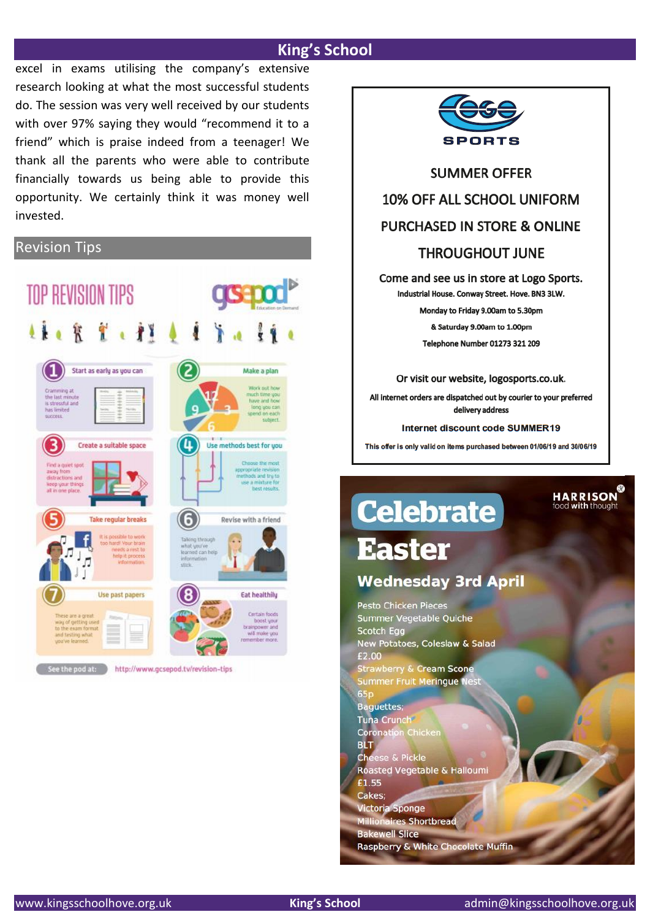excel in exams utilising the company's extensive research looking at what the most successful students do. The session was very well received by our students with over 97% saying they would "recommend it to a friend" which is praise indeed from a teenager! We thank all the parents who were able to contribute financially towards us being able to provide this opportunity. We certainly think it was money well invested.

## Revision Tips

TOP REVISION TIPS

gcsepod Education on Demand

1. Start as early as you can — Cramming at the last minute is stressful and has limited success.
2. Make a plan — Work out how much time you have and how long you can spend on each subject.
3. Create a suitable space — Find a quiet spot away from distractions and keep your things all in one place.
4. Use methods best for you — Choose the most appropriate revision methods and try to use a mixture for best results.
5. Take regular breaks — It is possible to work too hard! Your brain needs a rest to help it process information.
6. Revise with a friend — Talking through what you've learned can help information stick.
7. Use past papers — These are a great way of getting used to the exam format and testing what you've learned.
8. Eat healthily — Certain foods boost your brainpower and will make you remember more.

See the pod at: http://www.gcsepod.tv/revision-tips

---

**LOGO SPORTS**

**SUMMER OFFER**

**10% OFF ALL SCHOOL UNIFORM**

**PURCHASED IN STORE & ONLINE**

**THROUGHOUT JUNE**

Come and see us in store at Logo Sports.

Industrial House. Conway Street. Hove. BN3 3LW.

Monday to Friday 9.00am to 5.30pm

& Saturday 9.00am to 1.00pm

Telephone Number 01273 321 209

Or visit our website, logosports.co.uk.

All internet orders are dispatched out by courier to your preferred delivery address

**Internet discount code SUMMER19**

This offer is only valid on items purchased between 01/06/19 and 30/06/19

---

HARRISON food with thought

# Celebrate Easter

## Wednesday 3rd April

Pesto Chicken Pieces
Summer Vegetable Quiche
Scotch Egg
New Potatoes, Coleslaw & Salad
£2.00
Strawberry & Cream Scone
Summer Fruit Meringue Nest
65p
Baguettes;
Tuna Crunch
Coronation Chicken
BLT
Cheese & Pickle
Roasted Vegetable & Halloumi
£1.55
Cakes;
Victoria Sponge
Millionaires Shortbread
Bakewell Slice
Raspberry & White Chocolate Muffin